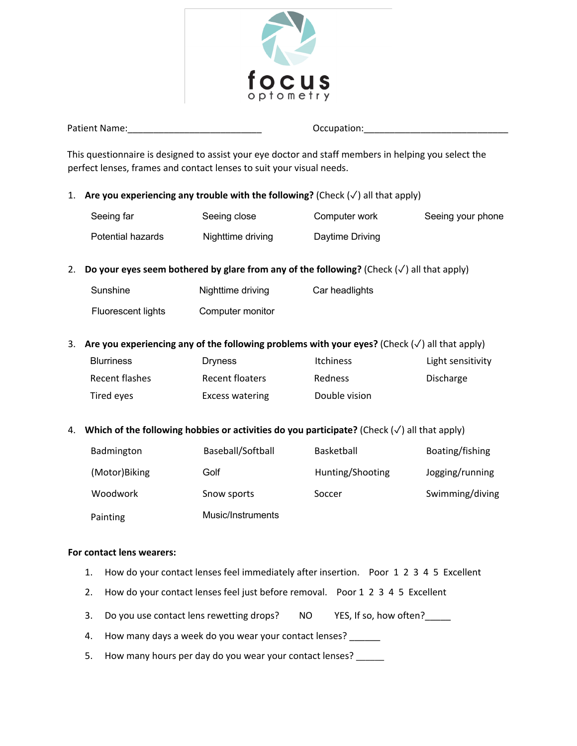# focus optometry

Patient Name:___________________________ Occupation:_____________________________

This questionnaire is designed to assist your eye doctor and staff members in helping you select the perfect lenses, frames and contact lenses to suit your visual needs.

1. **Are you experiencing any trouble with the following?** (Check (✓) all that apply)

| | | | |
|---|---|---|---|
| Seeing far | Seeing close | Computer work | Seeing your phone |
| Potential hazards | Nighttime driving | Daytime Driving | |

2. **Do your eyes seem bothered by glare from any of the following?** (Check (✓) all that apply)

| | | |
|---|---|---|
| Sunshine | Nighttime driving | Car headlights |
| Fluorescent lights | Computer monitor | |

3. **Are you experiencing any of the following problems with your eyes?** (Check (✓) all that apply)

| | | | |
|---|---|---|---|
| Blurriness | Dryness | Itchiness | Light sensitivity |
| Recent flashes | Recent floaters | Redness | Discharge |
| Tired eyes | Excess watering | Double vision | |

4. **Which of the following hobbies or activities do you participate?** (Check (✓) all that apply)

| | | | |
|---|---|---|---|
| Badmington | Baseball/Softball | Basketball | Boating/fishing |
| (Motor)Biking | Golf | Hunting/Shooting | Jogging/running |
| Woodwork | Snow sports | Soccer | Swimming/diving |
| Painting | Music/Instruments | | |

**For contact lens wearers:**

1. How do your contact lenses feel immediately after insertion. Poor 1 2 3 4 5 Excellent
2. How do your contact lenses feel just before removal. Poor 1 2 3 4 5 Excellent
3. Do you use contact lens rewetting drops? NO YES, If so, how often?_____
4. How many days a week do you wear your contact lenses? ______
5. How many hours per day do you wear your contact lenses? ______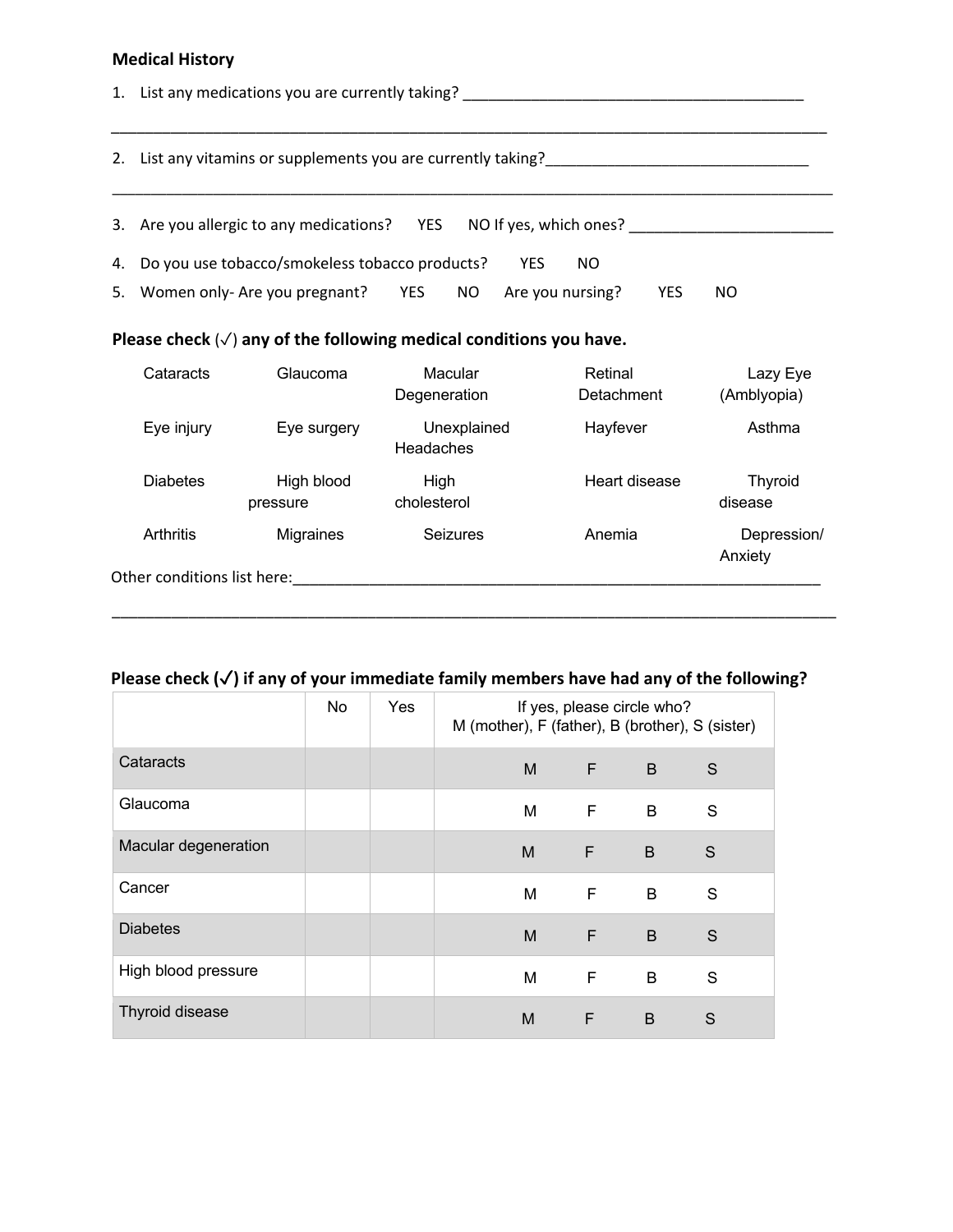## Medical History

1. List any medications you are currently taking? ________________________________________

________________________________________________________________________________________

2. List any vitamins or supplements you are currently taking?______________________________

________________________________________________________________________________________

3. Are you allergic to any medications? YES NO If yes, which ones? ________________________

4. Do you use tobacco/smokeless tobacco products? YES NO

5. Women only- Are you pregnant? YES NO Are you nursing? YES NO

### Please check (✓) any of the following medical conditions you have.

| | | | | |
|---|---|---|---|---|
| Cataracts | Glaucoma | Macular Degeneration | Retinal Detachment | Lazy Eye (Amblyopia) |
| Eye injury | Eye surgery | Unexplained Headaches | Hayfever | Asthma |
| Diabetes | High blood pressure | High cholesterol | Heart disease | Thyroid disease |
| Arthritis | Migraines | Seizures | Anemia | Depression/ Anxiety |

Other conditions list here:_________________________________________________________________

________________________________________________________________________________________

### Please check (✓) if any of your immediate family members have had any of the following?

| | No | Yes | If yes, please circle who? M (mother), F (father), B (brother), S (sister) |
|---|---|---|---|
| Cataracts | | | M F B S |
| Glaucoma | | | M F B S |
| Macular degeneration | | | M F B S |
| Cancer | | | M F B S |
| Diabetes | | | M F B S |
| High blood pressure | | | M F B S |
| Thyroid disease | | | M F B S |